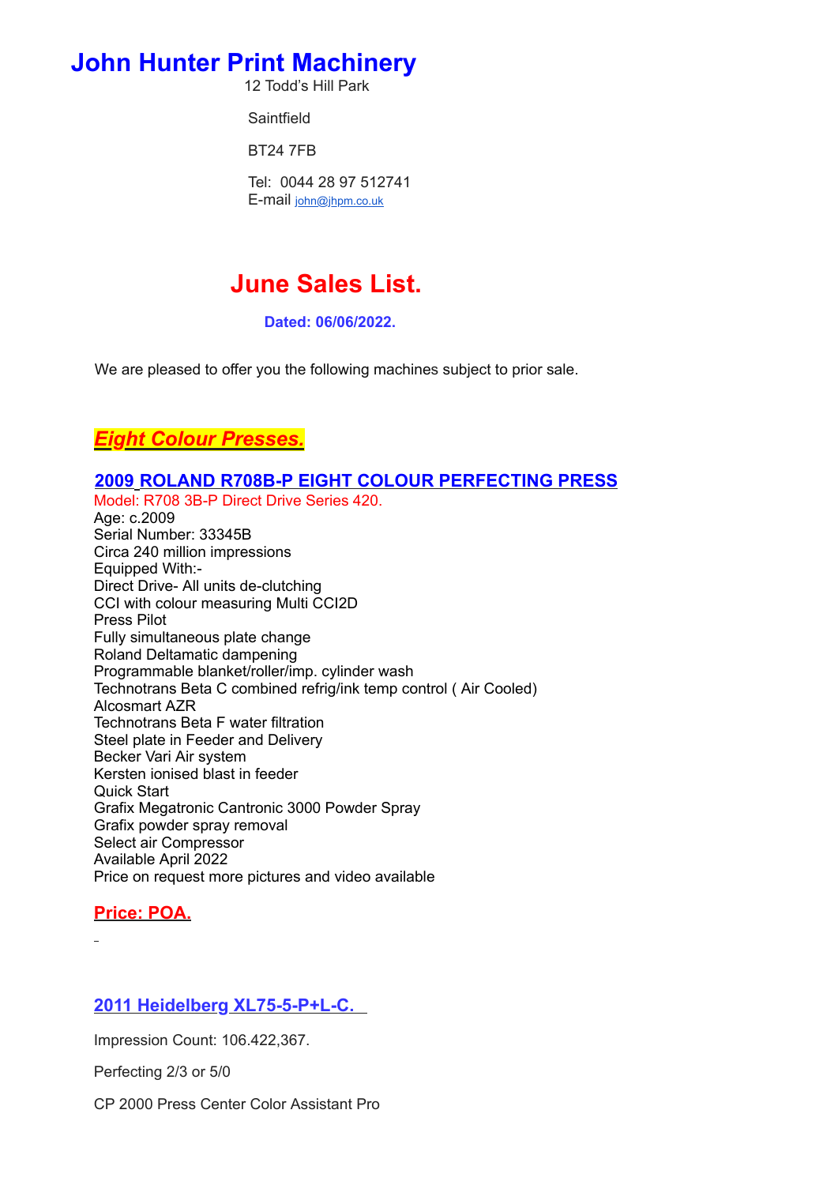# John Hunter Print Machinery

12 Todd's Hill Park

Saintfield

BT24 7FB

Tel: 0044 28 97 512741
E-mail john@jhpm.co.uk

## June Sales List.

**Dated: 06/06/2022.**

We are pleased to offer you the following machines subject to prior sale.

## ***Eight Colour Presses.***

### 2009 ROLAND R708B-P EIGHT COLOUR PERFECTING PRESS

Model: R708 3B-P Direct Drive Series 420.
Age: c.2009
Serial Number: 33345B
Circa 240 million impressions
Equipped With:-
Direct Drive- All units de-clutching
CCI with colour measuring Multi CCI2D
Press Pilot
Fully simultaneous plate change
Roland Deltamatic dampening
Programmable blanket/roller/imp. cylinder wash
Technotrans Beta C combined refrig/ink temp control ( Air Cooled)
Alcosmart AZR
Technotrans Beta F water filtration
Steel plate in Feeder and Delivery
Becker Vari Air system
Kersten ionised blast in feeder
Quick Start
Grafix Megatronic Cantronic 3000 Powder Spray
Grafix powder spray removal
Select air Compressor
Available April 2022
Price on request more pictures and video available

**Price: POA.**

### 2011 Heidelberg XL75-5-P+L-C.

Impression Count: 106.422,367.

Perfecting 2/3 or 5/0

CP 2000 Press Center Color Assistant Pro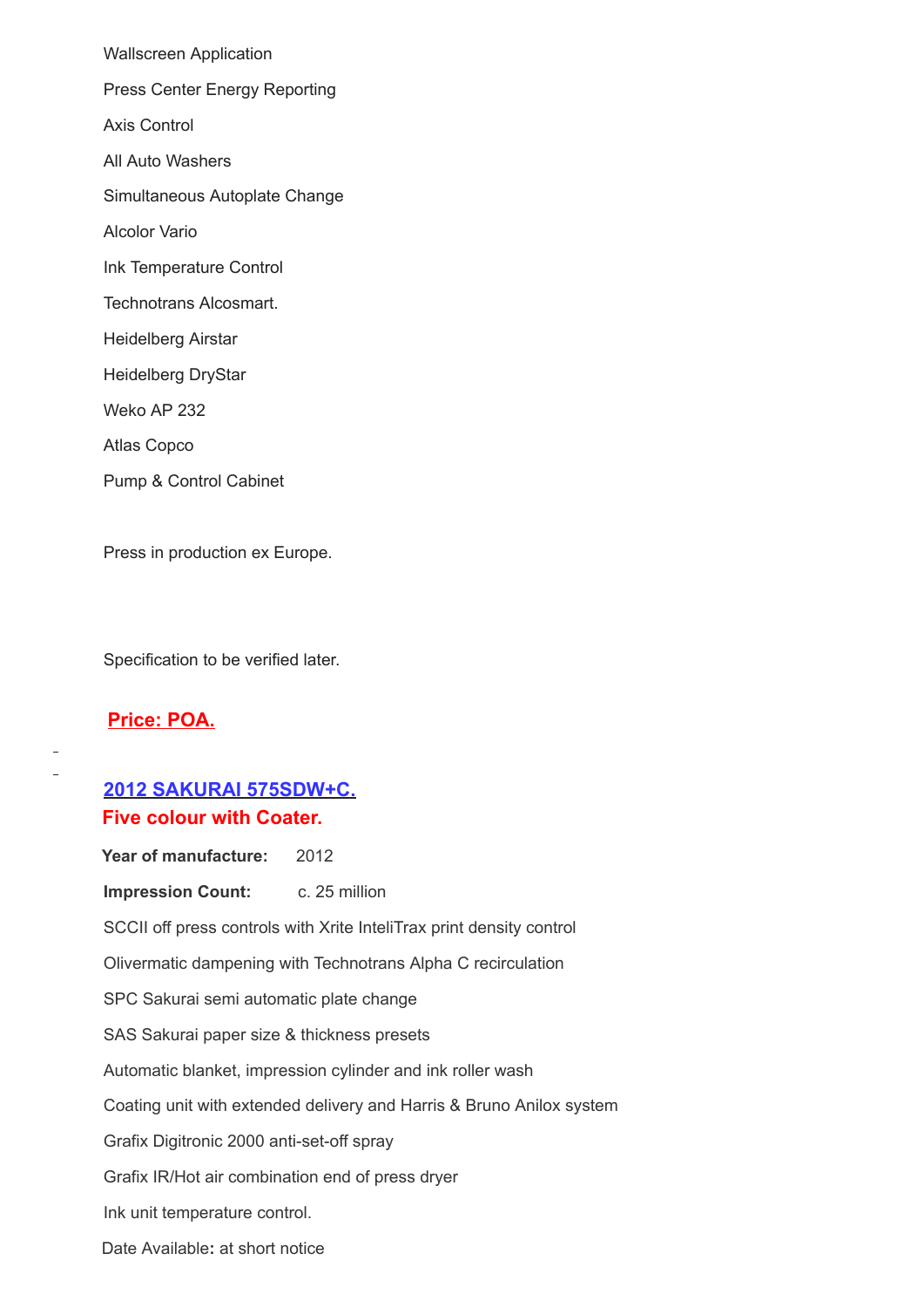Wallscreen Application

Press Center Energy Reporting

Axis Control

All Auto Washers

Simultaneous Autoplate Change

Alcolor Vario

Ink Temperature Control

Technotrans Alcosmart.

Heidelberg Airstar

Heidelberg DryStar

Weko AP 232

Atlas Copco

Pump & Control Cabinet

Press in production ex Europe.

Specification to be verified later.

**Price: POA.**

## 2012 SAKURAI 575SDW+C.

**Five colour with Coater.**

**Year of manufacture:** 2012

**Impression Count:** c. 25 million

SCCII off press controls with Xrite InteliTrax print density control

Olivermatic dampening with Technotrans Alpha C recirculation

SPC Sakurai semi automatic plate change

SAS Sakurai paper size & thickness presets

Automatic blanket, impression cylinder and ink roller wash

Coating unit with extended delivery and Harris & Bruno Anilox system

Grafix Digitronic 2000 anti-set-off spray

Grafix IR/Hot air combination end of press dryer

Ink unit temperature control.

Date Available**:** at short notice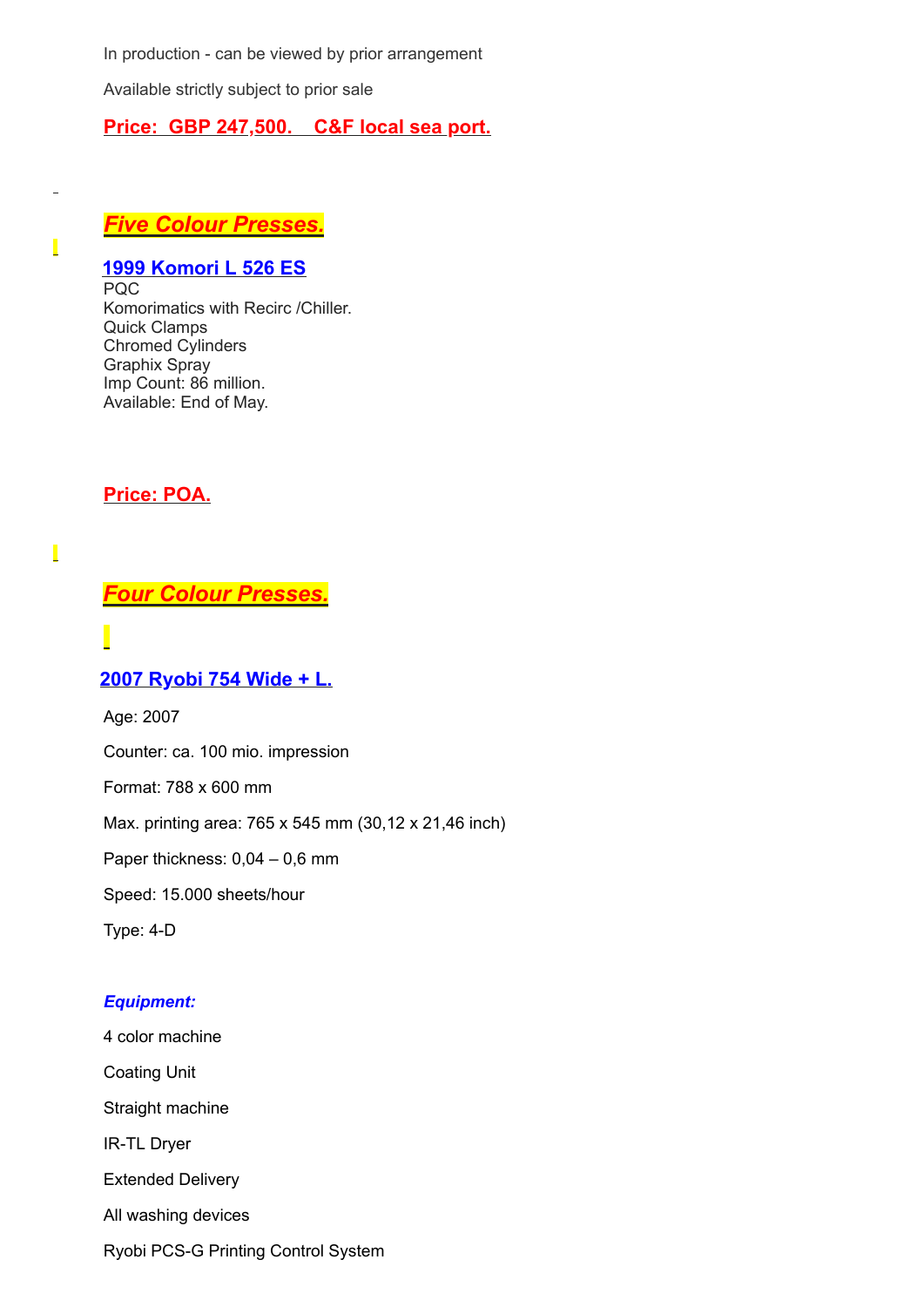In production - can be viewed by prior arrangement

Available strictly subject to prior sale

**Price:  GBP 247,500.    C&F local sea port.**

## *Five Colour Presses.*

### 1999 Komori L 526 ES

PQC
Komorimatics with Recirc /Chiller.
Quick Clamps
Chromed Cylinders
Graphix Spray
Imp Count: 86 million.
Available: End of May.

**Price: POA.**

## *Four Colour Presses.*

### 2007 Ryobi 754 Wide + L.

Age: 2007

Counter: ca. 100 mio. impression

Format: 788 x 600 mm

Max. printing area: 765 x 545 mm (30,12 x 21,46 inch)

Paper thickness: 0,04 – 0,6 mm

Speed: 15.000 sheets/hour

Type: 4-D

***Equipment:***

4 color machine

Coating Unit

Straight machine

IR-TL Dryer

Extended Delivery

All washing devices

Ryobi PCS-G Printing Control System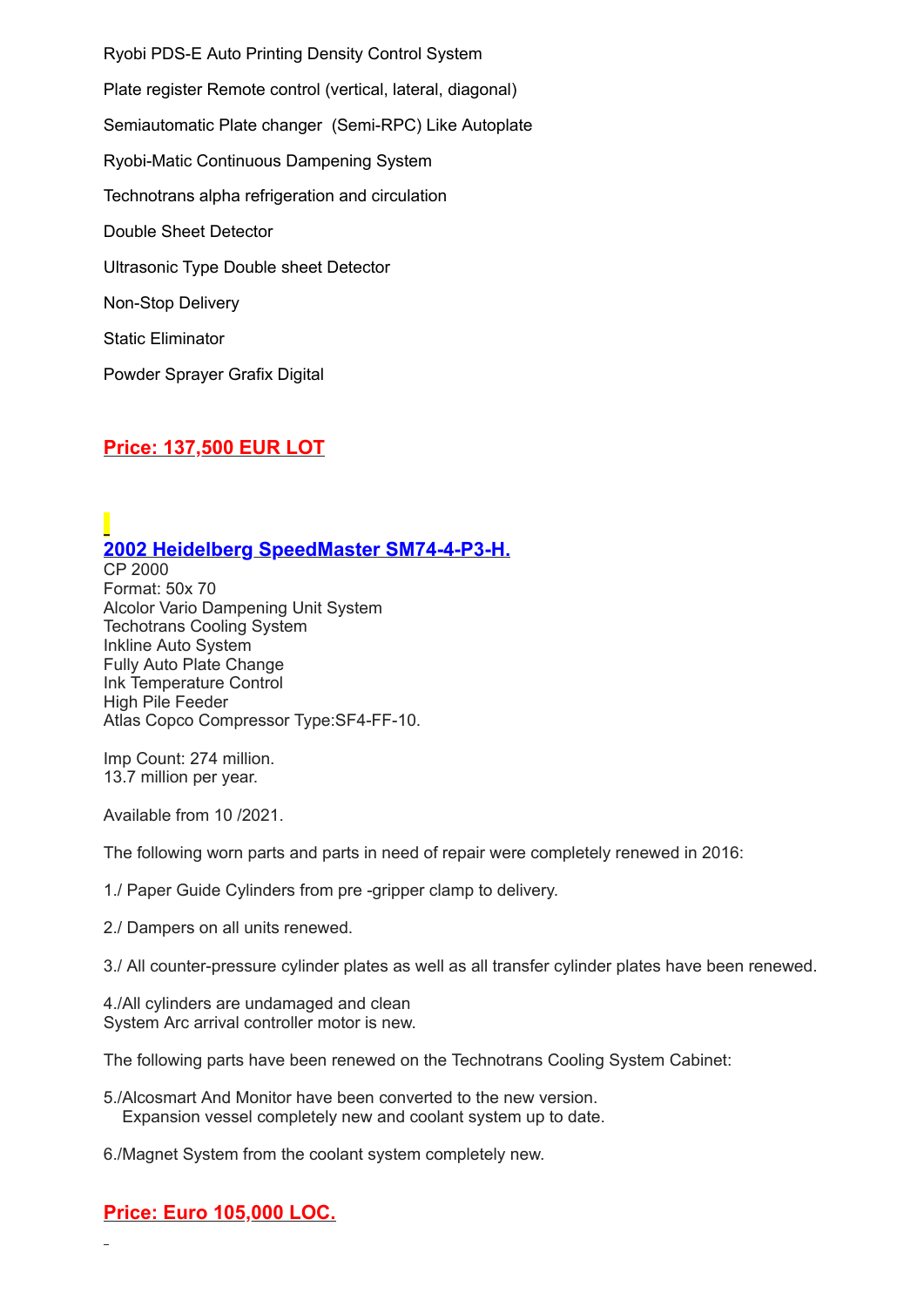Ryobi PDS-E Auto Printing Density Control System

Plate register Remote control (vertical, lateral, diagonal)

Semiautomatic Plate changer  (Semi-RPC) Like Autoplate

Ryobi-Matic Continuous Dampening System

Technotrans alpha refrigeration and circulation

Double Sheet Detector

Ultrasonic Type Double sheet Detector

Non-Stop Delivery

Static Eliminator

Powder Sprayer Grafix Digital

**Price: 137,500 EUR LOT**

**2002 Heidelberg SpeedMaster SM74-4-P3-H.**

CP 2000
Format: 50x 70
Alcolor Vario Dampening Unit System
Techotrans Cooling System
Inkline Auto System
Fully Auto Plate Change
Ink Temperature Control
High Pile Feeder
Atlas Copco Compressor Type:SF4-FF-10.

Imp Count: 274 million.
13.7 million per year.

Available from 10 /2021.

The following worn parts and parts in need of repair were completely renewed in 2016:

1./ Paper Guide Cylinders from pre -gripper clamp to delivery.

2./ Dampers on all units renewed.

3./ All counter-pressure cylinder plates as well as all transfer cylinder plates have been renewed.

4./All cylinders are undamaged and clean
System Arc arrival controller motor is new.

The following parts have been renewed on the Technotrans Cooling System Cabinet:

5./Alcosmart And Monitor have been converted to the new version.
Expansion vessel completely new and coolant system up to date.

6./Magnet System from the coolant system completely new.

**Price: Euro 105,000 LOC.**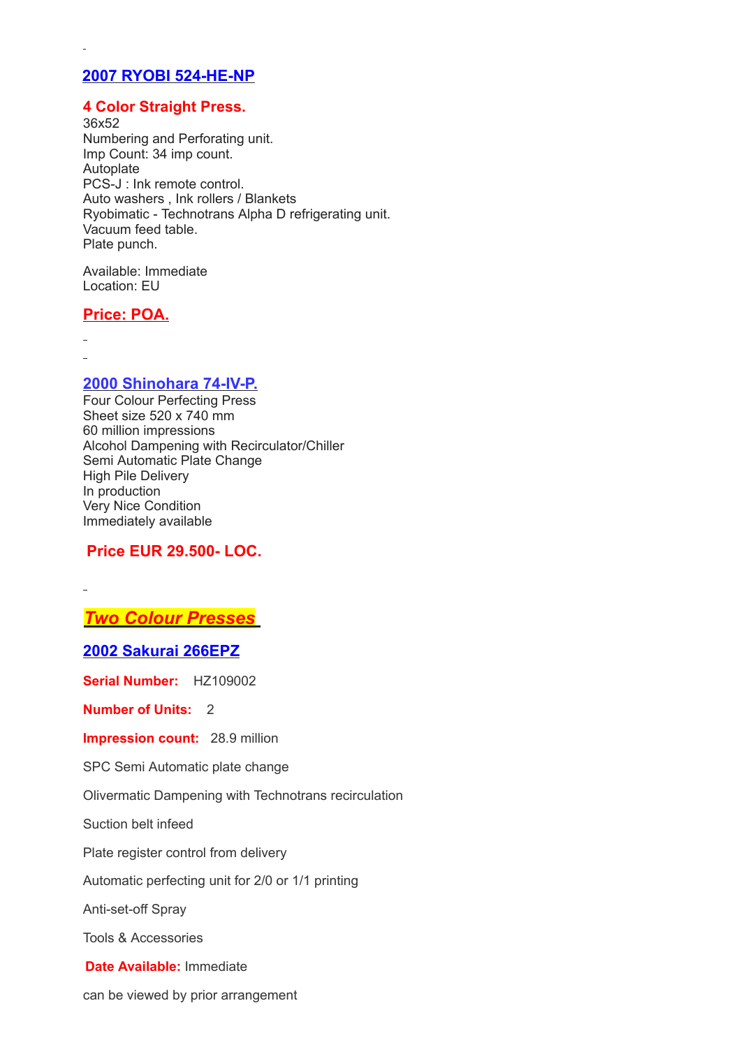## 2007 RYOBI 524-HE-NP

**4 Color Straight Press.**
36x52
Numbering and Perforating unit.
Imp Count: 34 imp count.
Autoplate
PCS-J : Ink remote control.
Auto washers , Ink rollers / Blankets
Ryobimatic - Technotrans Alpha D refrigerating unit.
Vacuum feed table.
Plate punch.

Available: Immediate
Location: EU

**Price: POA.**

## 2000 Shinohara 74-IV-P.

Four Colour Perfecting Press
Sheet size 520 x 740 mm
60 million impressions
Alcohol Dampening with Recirculator/Chiller
Semi Automatic Plate Change
High Pile Delivery
In production
Very Nice Condition
Immediately available

**Price EUR 29.500- LOC.**

# ***Two Colour Presses***

## 2002 Sakurai 266EPZ

**Serial Number:** HZ109002

**Number of Units:** 2

**Impression count:** 28.9 million

SPC Semi Automatic plate change

Olivermatic Dampening with Technotrans recirculation

Suction belt infeed

Plate register control from delivery

Automatic perfecting unit for 2/0 or 1/1 printing

Anti-set-off Spray

Tools & Accessories

**Date Available:** Immediate

can be viewed by prior arrangement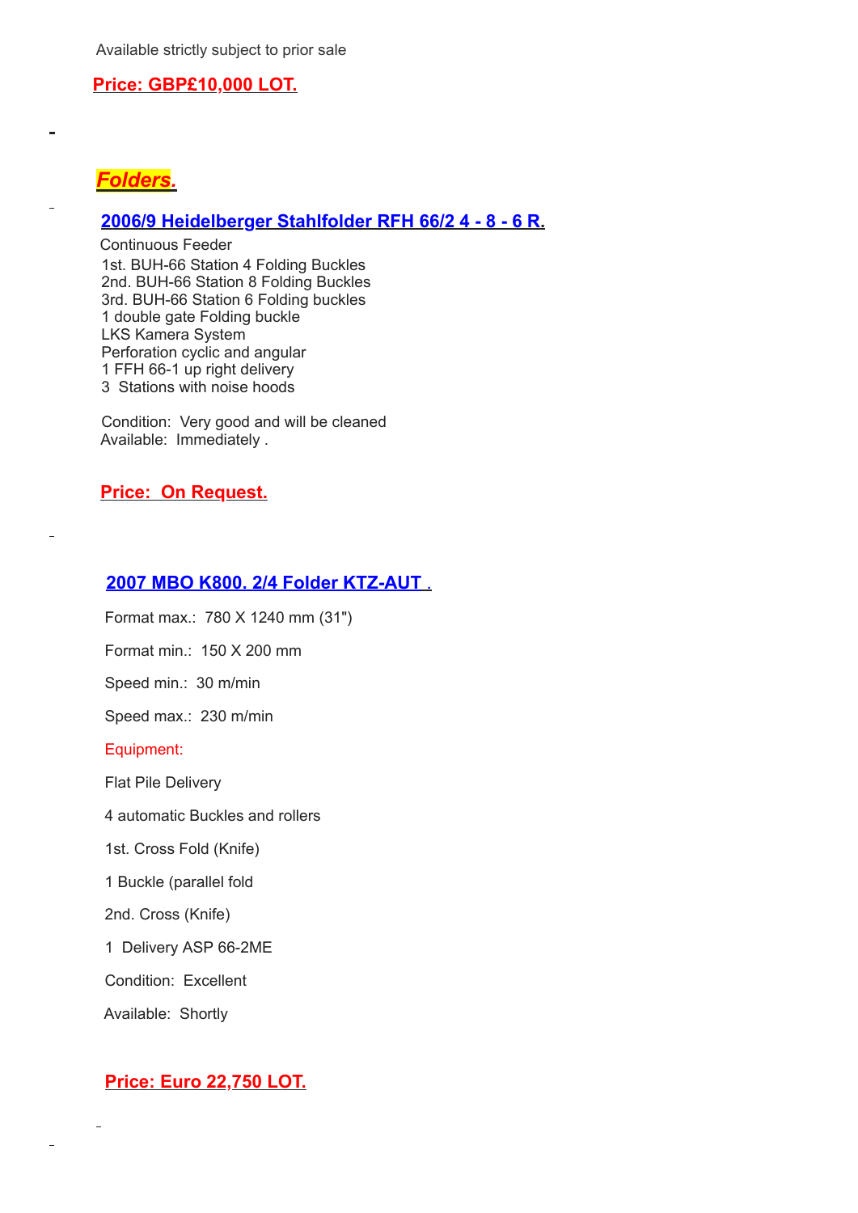Available strictly subject to prior sale

**Price: GBP£10,000 LOT.**

## ***Folders.***

### 2006/9 Heidelberger Stahlfolder RFH 66/2 4 - 8 - 6 R.

Continuous Feeder
1st. BUH-66 Station 4 Folding Buckles
2nd. BUH-66 Station 8 Folding Buckles
3rd. BUH-66 Station 6 Folding buckles
1 double gate Folding buckle
LKS Kamera System
Perforation cyclic and angular
1 FFH 66-1 up right delivery
3 Stations with noise hoods

Condition: Very good and will be cleaned
Available: Immediately .

**Price: On Request.**

### 2007 MBO K800. 2/4 Folder KTZ-AUT .

Format max.: 780 X 1240 mm (31")

Format min.: 150 X 200 mm

Speed min.: 30 m/min

Speed max.: 230 m/min

Equipment:

Flat Pile Delivery

4 automatic Buckles and rollers

1st. Cross Fold (Knife)

1 Buckle (parallel fold

2nd. Cross (Knife)

1 Delivery ASP 66-2ME

Condition: Excellent

Available: Shortly

**Price: Euro 22,750 LOT.**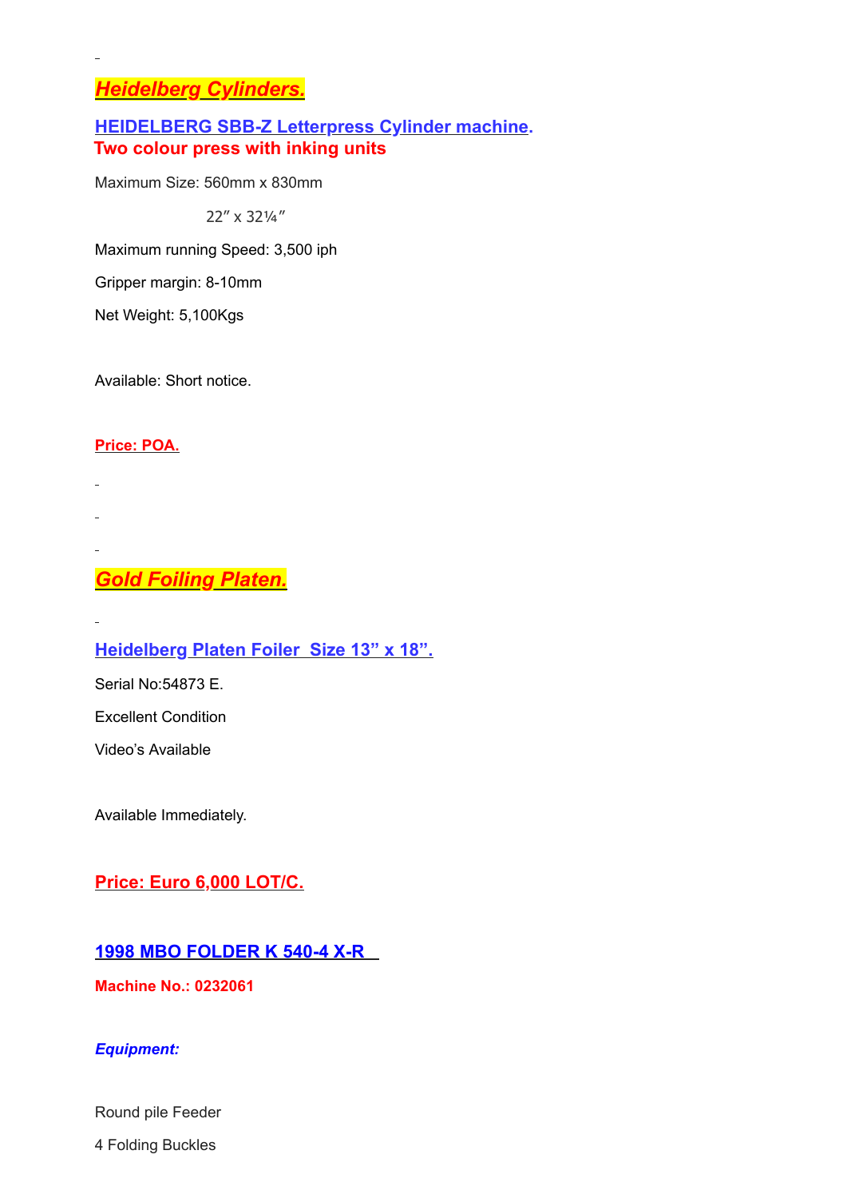## ***Heidelberg Cylinders.***

### **HEIDELBERG SBB-Z Letterpress Cylinder machine.**
**Two colour press with inking units**

Maximum Size: 560mm x 830mm

22″ x 32¼″

Maximum running Speed: 3,500 iph

Gripper margin: 8-10mm

Net Weight: 5,100Kgs

Available: Short notice.

**Price: POA.**

## ***Gold Foiling Platen.***

### **Heidelberg Platen Foiler Size 13” x 18”.**

Serial No:54873 E.

Excellent Condition

Video’s Available

Available Immediately.

**Price: Euro 6,000 LOT/C.**

### **1998 MBO FOLDER K 540-4 X-R**

**Machine No.: 0232061**

***Equipment:***

Round pile Feeder

4 Folding Buckles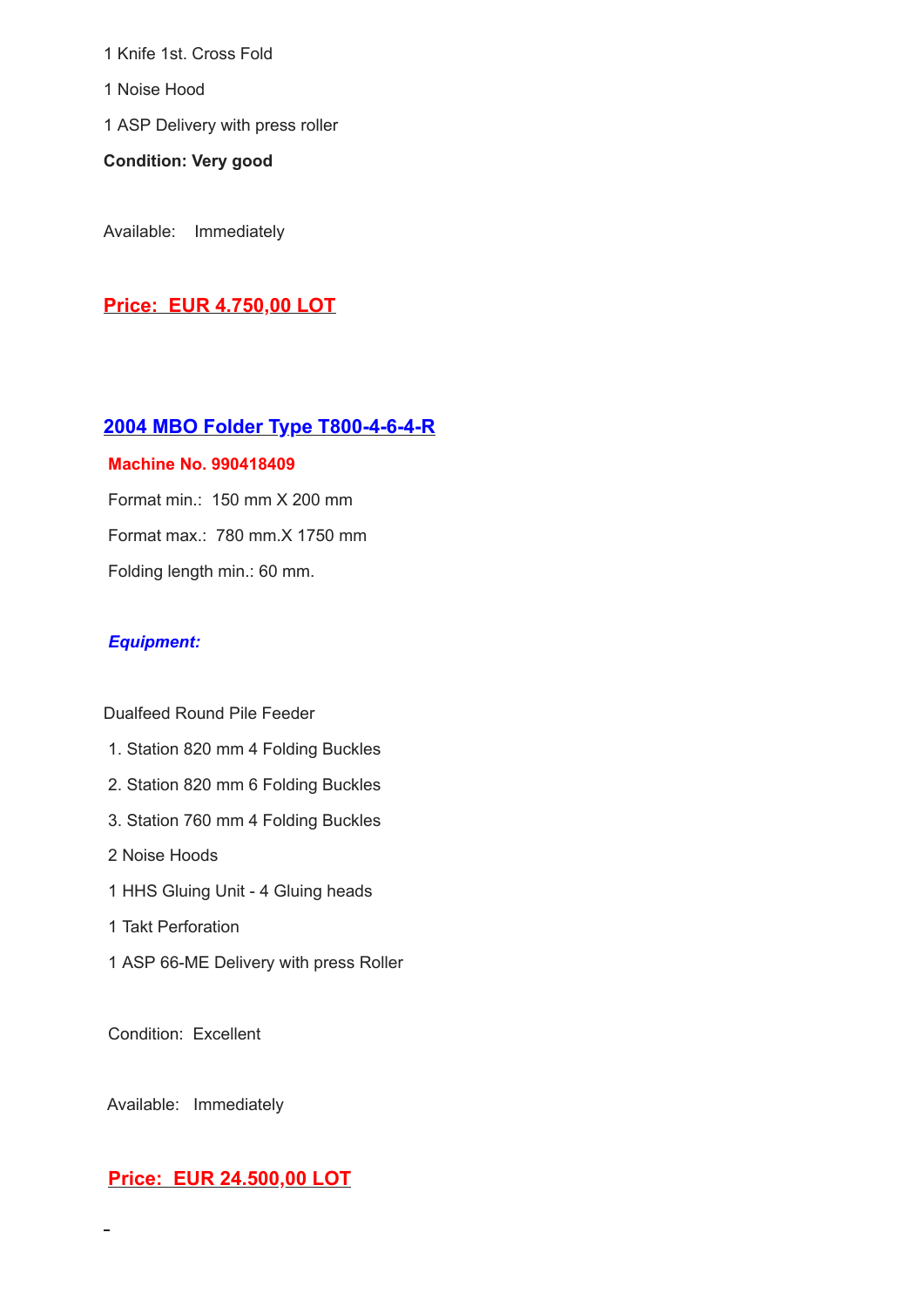1 Knife 1st. Cross Fold

1 Noise Hood

1 ASP Delivery with press roller

**Condition: Very good**

Available: Immediately

**Price: EUR 4.750,00 LOT**

## 2004 MBO Folder Type T800-4-6-4-R

**Machine No. 990418409**

Format min.: 150 mm X 200 mm

Format max.: 780 mm.X 1750 mm

Folding length min.: 60 mm.

***Equipment:***

Dualfeed Round Pile Feeder

1. Station 820 mm 4 Folding Buckles
2. Station 820 mm 6 Folding Buckles
3. Station 760 mm 4 Folding Buckles

2 Noise Hoods

1 HHS Gluing Unit - 4 Gluing heads

1 Takt Perforation

1 ASP 66-ME Delivery with press Roller

Condition: Excellent

Available: Immediately

**Price: EUR 24.500,00 LOT**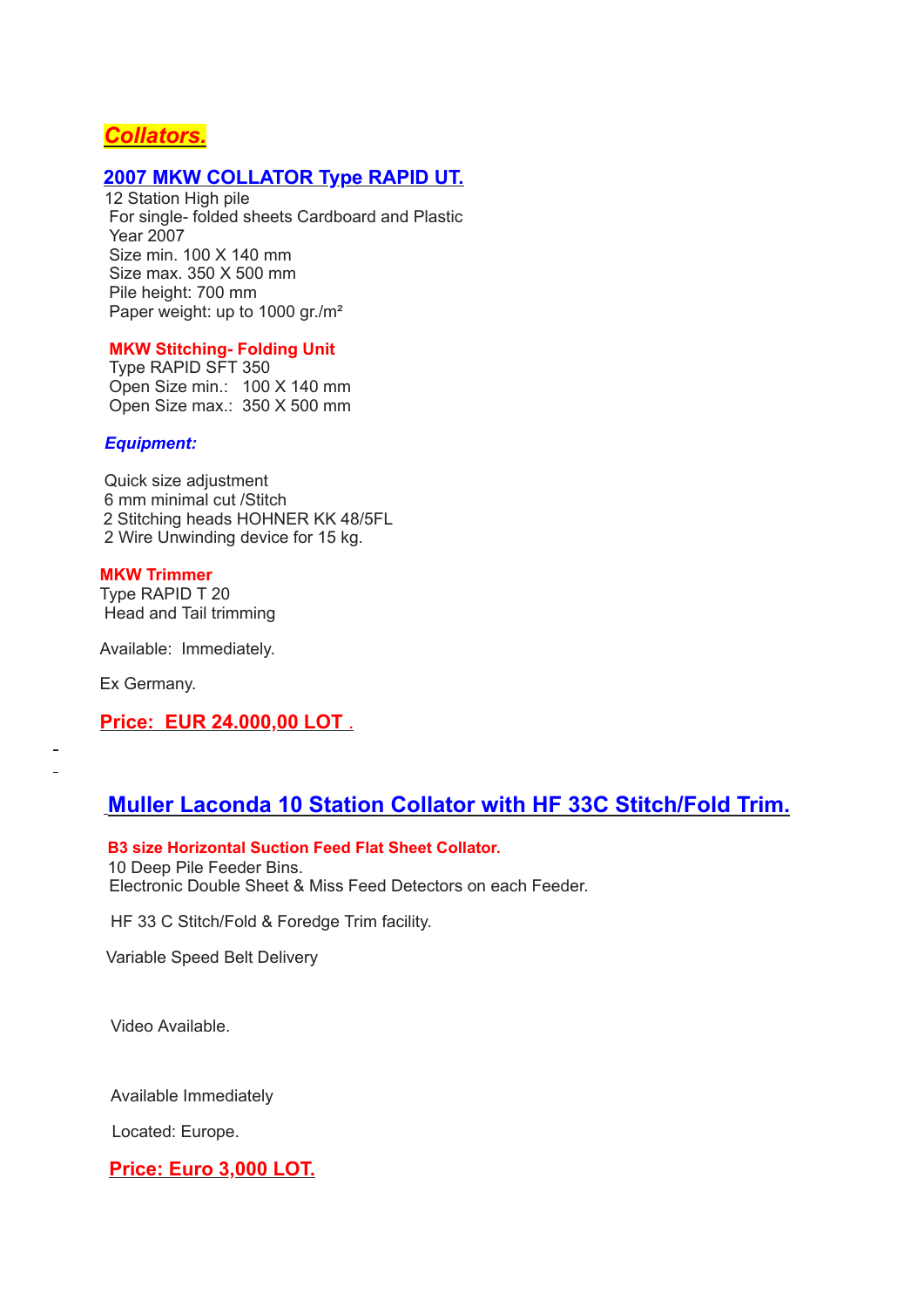# *Collators.*

## 2007 MKW COLLATOR Type RAPID UT.

12 Station High pile
For single- folded sheets Cardboard and Plastic
Year 2007
Size min. 100 X 140 mm
Size max. 350 X 500 mm
Pile height: 700 mm
Paper weight: up to 1000 gr./m²

**MKW Stitching- Folding Unit**
Type RAPID SFT 350
Open Size min.: 100 X 140 mm
Open Size max.: 350 X 500 mm

***Equipment:***

Quick size adjustment
6 mm minimal cut /Stitch
2 Stitching heads HOHNER KK 48/5FL
2 Wire Unwinding device for 15 kg.

**MKW Trimmer**
Type RAPID T 20
Head and Tail trimming

Available: Immediately.

Ex Germany.

**Price: EUR 24.000,00 LOT .**

## Muller Laconda 10 Station Collator with HF 33C Stitch/Fold Trim.

**B3 size Horizontal Suction Feed Flat Sheet Collator.**
10 Deep Pile Feeder Bins.
Electronic Double Sheet & Miss Feed Detectors on each Feeder.

HF 33 C Stitch/Fold & Foredge Trim facility.

Variable Speed Belt Delivery

Video Available.

Available Immediately

Located: Europe.

**Price: Euro 3,000 LOT.**